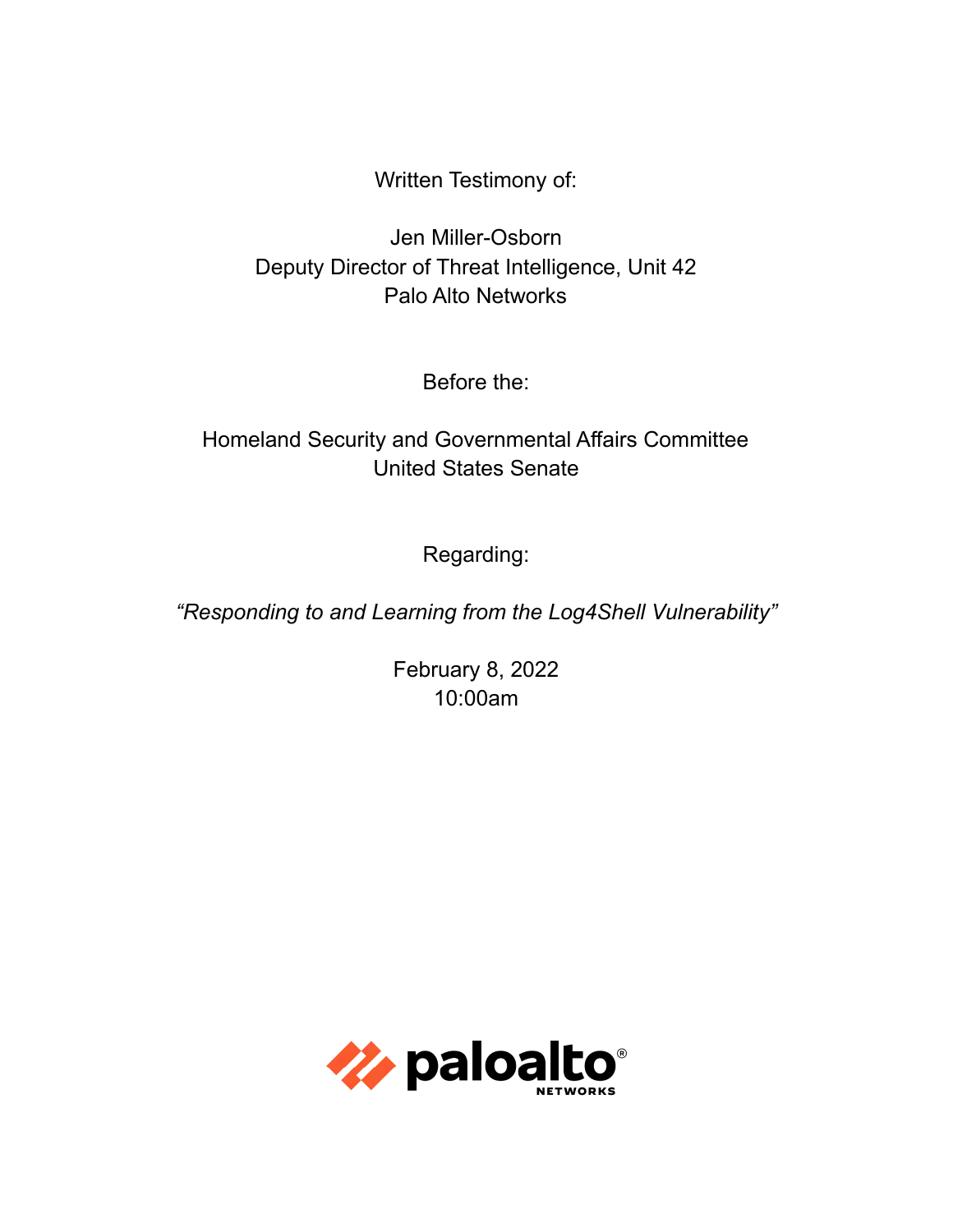Written Testimony of:

Jen Miller-Osborn
Deputy Director of Threat Intelligence, Unit 42
Palo Alto Networks

Before the:

Homeland Security and Governmental Affairs Committee
United States Senate

Regarding:

*"Responding to and Learning from the Log4Shell Vulnerability"*

February 8, 2022
10:00am

paloalto NETWORKS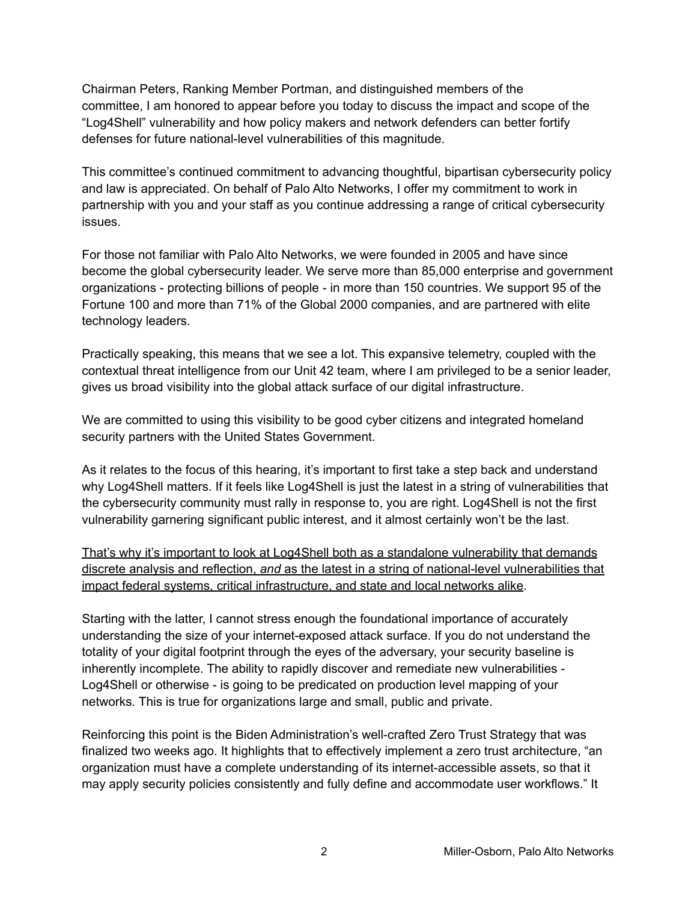Chairman Peters, Ranking Member Portman, and distinguished members of the committee, I am honored to appear before you today to discuss the impact and scope of the "Log4Shell" vulnerability and how policy makers and network defenders can better fortify defenses for future national-level vulnerabilities of this magnitude.

This committee's continued commitment to advancing thoughtful, bipartisan cybersecurity policy and law is appreciated. On behalf of Palo Alto Networks, I offer my commitment to work in partnership with you and your staff as you continue addressing a range of critical cybersecurity issues.

For those not familiar with Palo Alto Networks, we were founded in 2005 and have since become the global cybersecurity leader. We serve more than 85,000 enterprise and government organizations - protecting billions of people - in more than 150 countries. We support 95 of the Fortune 100 and more than 71% of the Global 2000 companies, and are partnered with elite technology leaders.

Practically speaking, this means that we see a lot. This expansive telemetry, coupled with the contextual threat intelligence from our Unit 42 team, where I am privileged to be a senior leader, gives us broad visibility into the global attack surface of our digital infrastructure.

We are committed to using this visibility to be good cyber citizens and integrated homeland security partners with the United States Government.

As it relates to the focus of this hearing, it's important to first take a step back and understand why Log4Shell matters. If it feels like Log4Shell is just the latest in a string of vulnerabilities that the cybersecurity community must rally in response to, you are right. Log4Shell is not the first vulnerability garnering significant public interest, and it almost certainly won't be the last.

<u>That's why it's important to look at Log4Shell both as a standalone vulnerability that demands discrete analysis and reflection, *and* as the latest in a string of national-level vulnerabilities that impact federal systems, critical infrastructure, and state and local networks alike</u>.

Starting with the latter, I cannot stress enough the foundational importance of accurately understanding the size of your internet-exposed attack surface. If you do not understand the totality of your digital footprint through the eyes of the adversary, your security baseline is inherently incomplete. The ability to rapidly discover and remediate new vulnerabilities - Log4Shell or otherwise - is going to be predicated on production level mapping of your networks. This is true for organizations large and small, public and private.

Reinforcing this point is the Biden Administration's well-crafted Zero Trust Strategy that was finalized two weeks ago. It highlights that to effectively implement a zero trust architecture, "an organization must have a complete understanding of its internet-accessible assets, so that it may apply security policies consistently and fully define and accommodate user workflows." It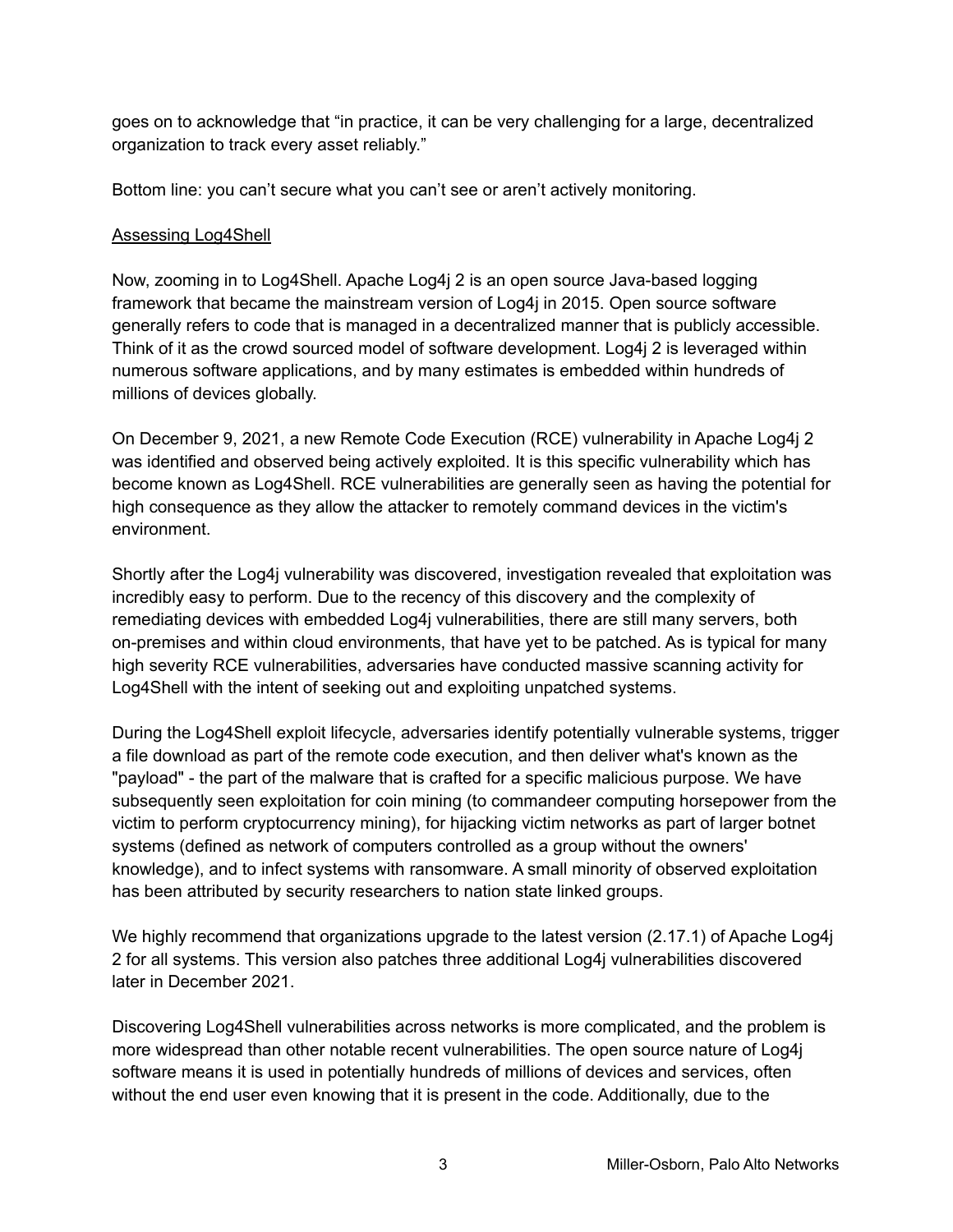goes on to acknowledge that "in practice, it can be very challenging for a large, decentralized organization to track every asset reliably."

Bottom line: you can't secure what you can't see or aren't actively monitoring.

## Assessing Log4Shell

Now, zooming in to Log4Shell. Apache Log4j 2 is an open source Java-based logging framework that became the mainstream version of Log4j in 2015. Open source software generally refers to code that is managed in a decentralized manner that is publicly accessible. Think of it as the crowd sourced model of software development. Log4j 2 is leveraged within numerous software applications, and by many estimates is embedded within hundreds of millions of devices globally.

On December 9, 2021, a new Remote Code Execution (RCE) vulnerability in Apache Log4j 2 was identified and observed being actively exploited. It is this specific vulnerability which has become known as Log4Shell. RCE vulnerabilities are generally seen as having the potential for high consequence as they allow the attacker to remotely command devices in the victim's environment.

Shortly after the Log4j vulnerability was discovered, investigation revealed that exploitation was incredibly easy to perform. Due to the recency of this discovery and the complexity of remediating devices with embedded Log4j vulnerabilities, there are still many servers, both on-premises and within cloud environments, that have yet to be patched. As is typical for many high severity RCE vulnerabilities, adversaries have conducted massive scanning activity for Log4Shell with the intent of seeking out and exploiting unpatched systems.

During the Log4Shell exploit lifecycle, adversaries identify potentially vulnerable systems, trigger a file download as part of the remote code execution, and then deliver what's known as the "payload" - the part of the malware that is crafted for a specific malicious purpose. We have subsequently seen exploitation for coin mining (to commandeer computing horsepower from the victim to perform cryptocurrency mining), for hijacking victim networks as part of larger botnet systems (defined as network of computers controlled as a group without the owners' knowledge), and to infect systems with ransomware. A small minority of observed exploitation has been attributed by security researchers to nation state linked groups.

We highly recommend that organizations upgrade to the latest version (2.17.1) of Apache Log4j 2 for all systems. This version also patches three additional Log4j vulnerabilities discovered later in December 2021.

Discovering Log4Shell vulnerabilities across networks is more complicated, and the problem is more widespread than other notable recent vulnerabilities. The open source nature of Log4j software means it is used in potentially hundreds of millions of devices and services, often without the end user even knowing that it is present in the code. Additionally, due to the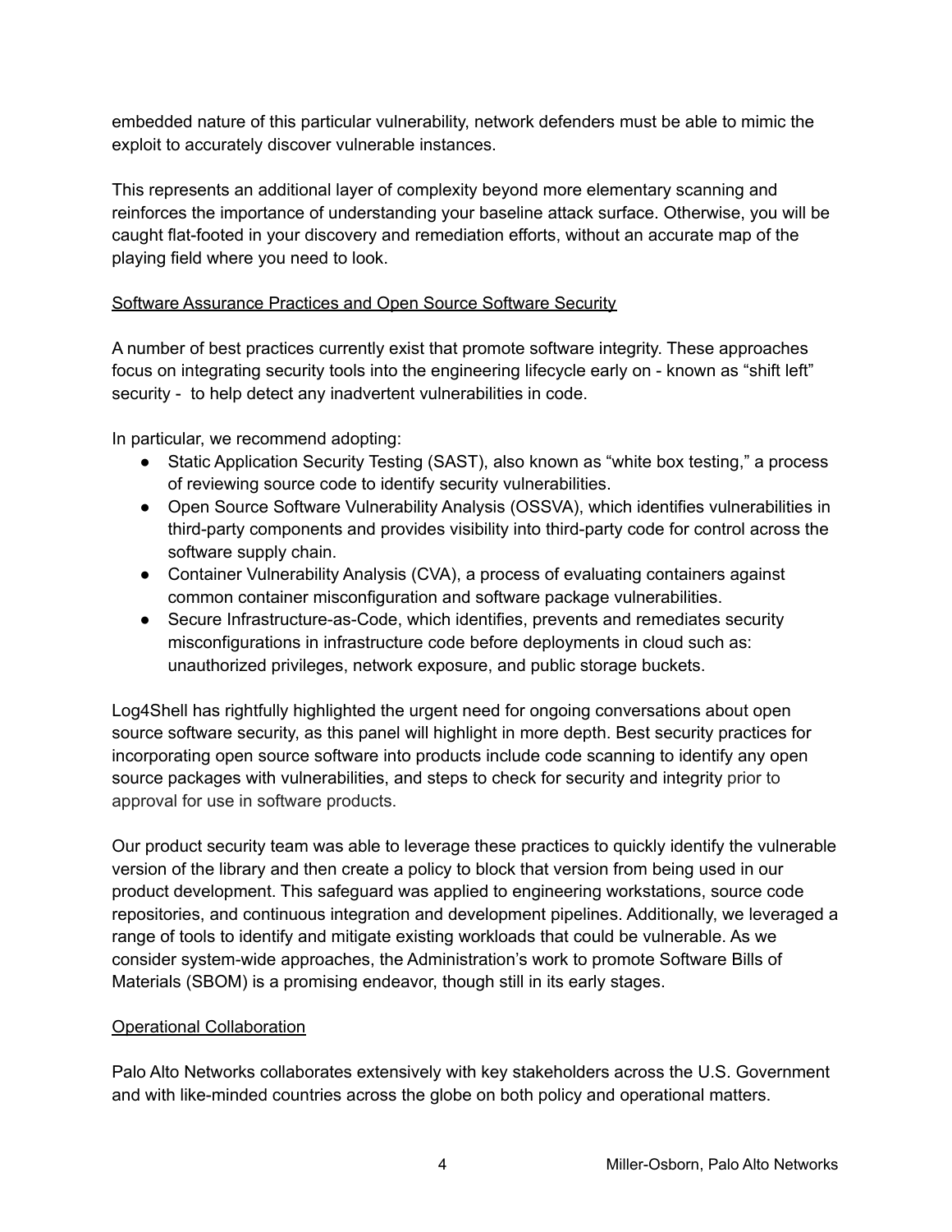embedded nature of this particular vulnerability, network defenders must be able to mimic the exploit to accurately discover vulnerable instances.

This represents an additional layer of complexity beyond more elementary scanning and reinforces the importance of understanding your baseline attack surface. Otherwise, you will be caught flat-footed in your discovery and remediation efforts, without an accurate map of the playing field where you need to look.

## Software Assurance Practices and Open Source Software Security

A number of best practices currently exist that promote software integrity. These approaches focus on integrating security tools into the engineering lifecycle early on - known as "shift left" security - to help detect any inadvertent vulnerabilities in code.

In particular, we recommend adopting:

- Static Application Security Testing (SAST), also known as "white box testing," a process of reviewing source code to identify security vulnerabilities.
- Open Source Software Vulnerability Analysis (OSSVA), which identifies vulnerabilities in third-party components and provides visibility into third-party code for control across the software supply chain.
- Container Vulnerability Analysis (CVA), a process of evaluating containers against common container misconfiguration and software package vulnerabilities.
- Secure Infrastructure-as-Code, which identifies, prevents and remediates security misconfigurations in infrastructure code before deployments in cloud such as: unauthorized privileges, network exposure, and public storage buckets.

Log4Shell has rightfully highlighted the urgent need for ongoing conversations about open source software security, as this panel will highlight in more depth. Best security practices for incorporating open source software into products include code scanning to identify any open source packages with vulnerabilities, and steps to check for security and integrity prior to approval for use in software products.

Our product security team was able to leverage these practices to quickly identify the vulnerable version of the library and then create a policy to block that version from being used in our product development. This safeguard was applied to engineering workstations, source code repositories, and continuous integration and development pipelines. Additionally, we leveraged a range of tools to identify and mitigate existing workloads that could be vulnerable. As we consider system-wide approaches, the Administration's work to promote Software Bills of Materials (SBOM) is a promising endeavor, though still in its early stages.

## Operational Collaboration

Palo Alto Networks collaborates extensively with key stakeholders across the U.S. Government and with like-minded countries across the globe on both policy and operational matters.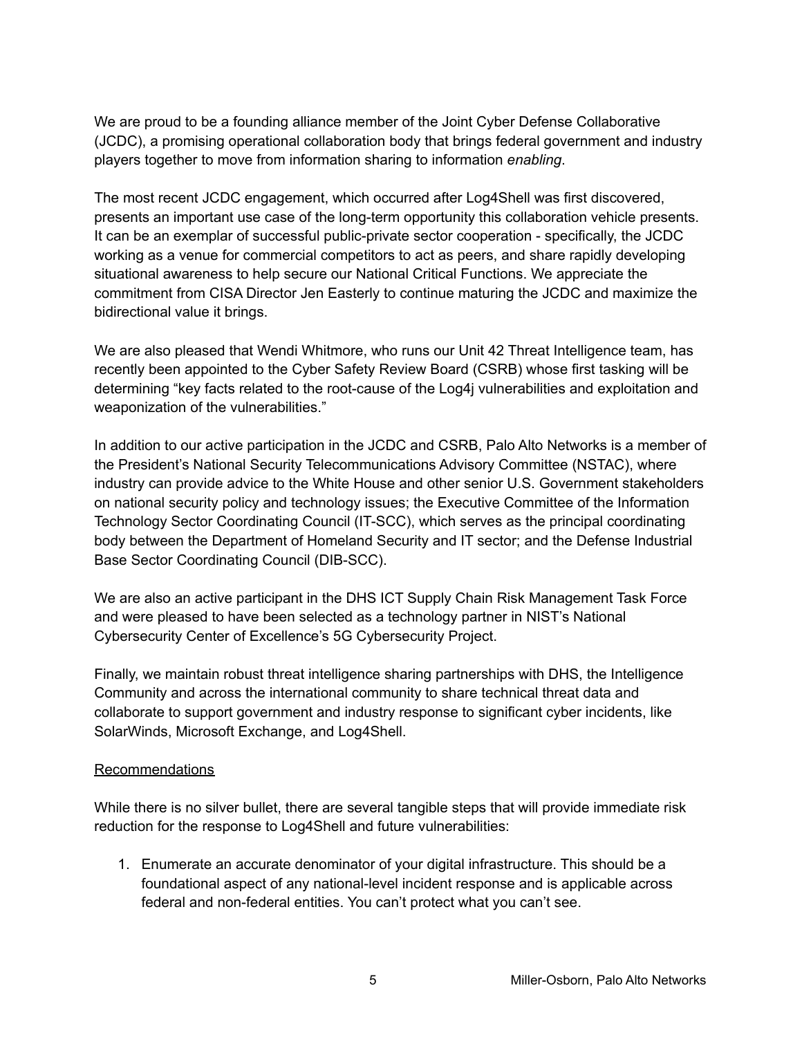We are proud to be a founding alliance member of the Joint Cyber Defense Collaborative (JCDC), a promising operational collaboration body that brings federal government and industry players together to move from information sharing to information *enabling*.

The most recent JCDC engagement, which occurred after Log4Shell was first discovered, presents an important use case of the long-term opportunity this collaboration vehicle presents. It can be an exemplar of successful public-private sector cooperation - specifically, the JCDC working as a venue for commercial competitors to act as peers, and share rapidly developing situational awareness to help secure our National Critical Functions. We appreciate the commitment from CISA Director Jen Easterly to continue maturing the JCDC and maximize the bidirectional value it brings.

We are also pleased that Wendi Whitmore, who runs our Unit 42 Threat Intelligence team, has recently been appointed to the Cyber Safety Review Board (CSRB) whose first tasking will be determining "key facts related to the root-cause of the Log4j vulnerabilities and exploitation and weaponization of the vulnerabilities."

In addition to our active participation in the JCDC and CSRB, Palo Alto Networks is a member of the President's National Security Telecommunications Advisory Committee (NSTAC), where industry can provide advice to the White House and other senior U.S. Government stakeholders on national security policy and technology issues; the Executive Committee of the Information Technology Sector Coordinating Council (IT-SCC), which serves as the principal coordinating body between the Department of Homeland Security and IT sector; and the Defense Industrial Base Sector Coordinating Council (DIB-SCC).

We are also an active participant in the DHS ICT Supply Chain Risk Management Task Force and were pleased to have been selected as a technology partner in NIST's National Cybersecurity Center of Excellence's 5G Cybersecurity Project.

Finally, we maintain robust threat intelligence sharing partnerships with DHS, the Intelligence Community and across the international community to share technical threat data and collaborate to support government and industry response to significant cyber incidents, like SolarWinds, Microsoft Exchange, and Log4Shell.

<u>Recommendations</u>

While there is no silver bullet, there are several tangible steps that will provide immediate risk reduction for the response to Log4Shell and future vulnerabilities:

1. Enumerate an accurate denominator of your digital infrastructure. This should be a foundational aspect of any national-level incident response and is applicable across federal and non-federal entities. You can't protect what you can't see.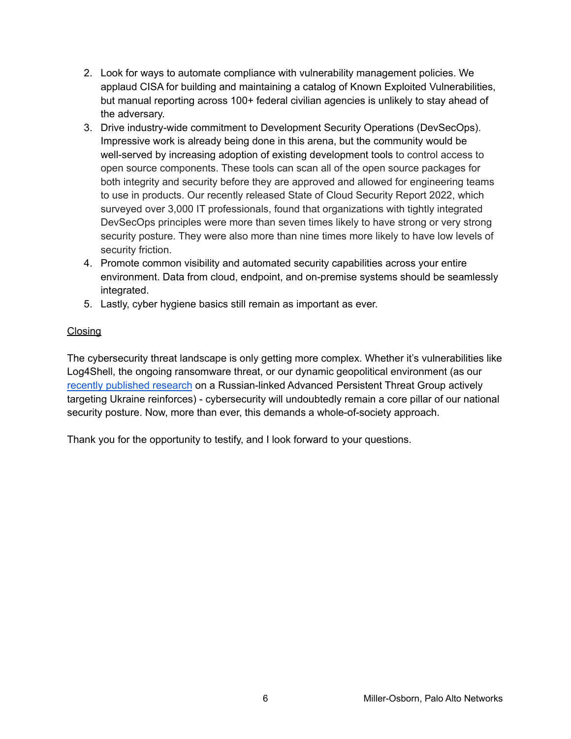2. Look for ways to automate compliance with vulnerability management policies. We applaud CISA for building and maintaining a catalog of Known Exploited Vulnerabilities, but manual reporting across 100+ federal civilian agencies is unlikely to stay ahead of the adversary.
3. Drive industry-wide commitment to Development Security Operations (DevSecOps). Impressive work is already being done in this arena, but the community would be well-served by increasing adoption of existing development tools to control access to open source components. These tools can scan all of the open source packages for both integrity and security before they are approved and allowed for engineering teams to use in products. Our recently released State of Cloud Security Report 2022, which surveyed over 3,000 IT professionals, found that organizations with tightly integrated DevSecOps principles were more than seven times likely to have strong or very strong security posture. They were also more than nine times more likely to have low levels of security friction.
4. Promote common visibility and automated security capabilities across your entire environment. Data from cloud, endpoint, and on-premise systems should be seamlessly integrated.
5. Lastly, cyber hygiene basics still remain as important as ever.

<u>Closing</u>

The cybersecurity threat landscape is only getting more complex. Whether it's vulnerabilities like Log4Shell, the ongoing ransomware threat, or our dynamic geopolitical environment (as our recently published research on a Russian-linked Advanced Persistent Threat Group actively targeting Ukraine reinforces) - cybersecurity will undoubtedly remain a core pillar of our national security posture. Now, more than ever, this demands a whole-of-society approach.

Thank you for the opportunity to testify, and I look forward to your questions.